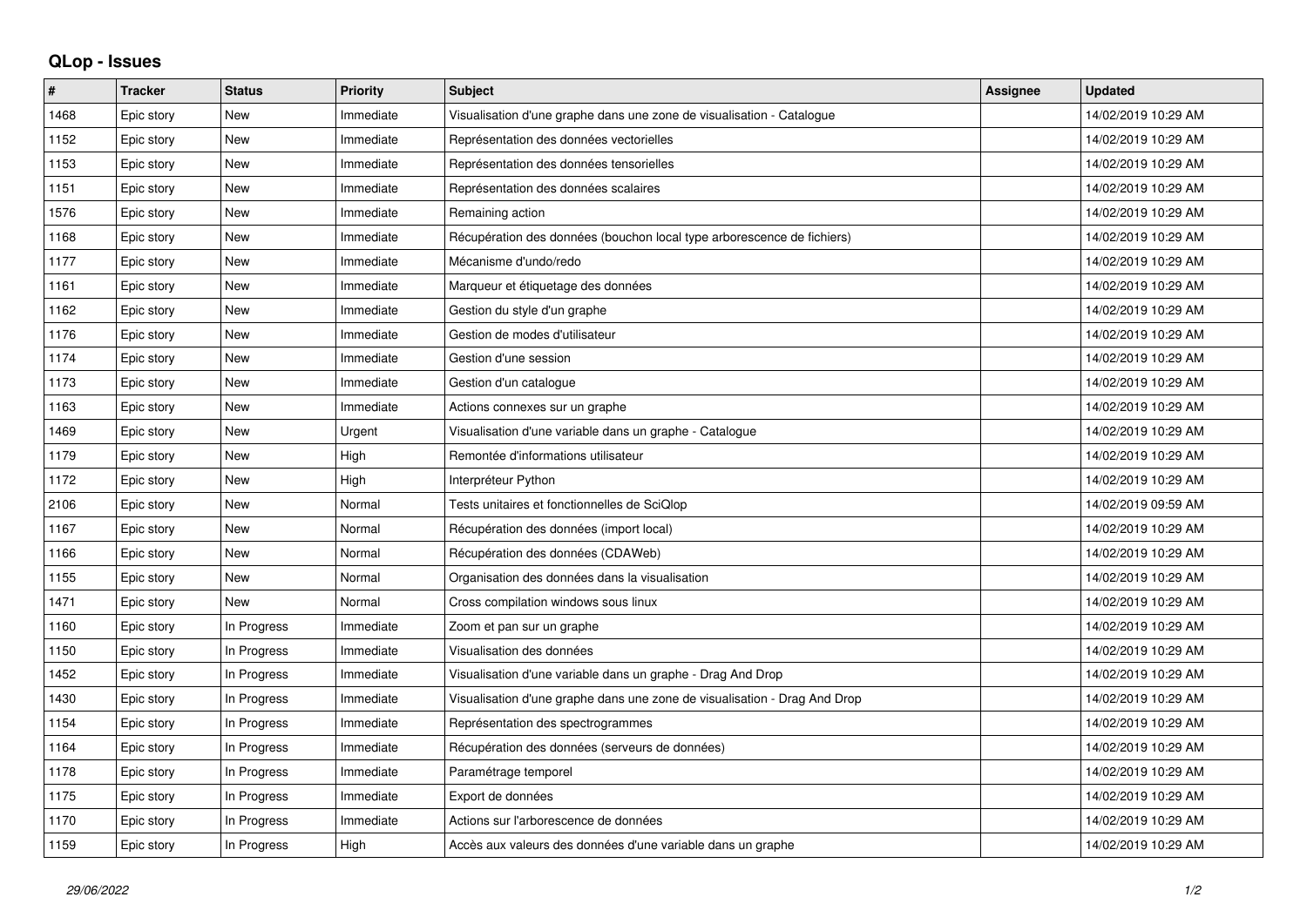## QLop - Issues

| # | Tracker | Status | Priority | Subject | Assignee | Updated |
|---|---|---|---|---|---|---|
| 1468 | Epic story | New | Immediate | Visualisation d'une graphe dans une zone de visualisation - Catalogue | | 14/02/2019 10:29 AM |
| 1152 | Epic story | New | Immediate | Représentation des données vectorielles | | 14/02/2019 10:29 AM |
| 1153 | Epic story | New | Immediate | Représentation des données tensorielles | | 14/02/2019 10:29 AM |
| 1151 | Epic story | New | Immediate | Représentation des données scalaires | | 14/02/2019 10:29 AM |
| 1576 | Epic story | New | Immediate | Remaining action | | 14/02/2019 10:29 AM |
| 1168 | Epic story | New | Immediate | Récupération des données (bouchon local type arborescence de fichiers) | | 14/02/2019 10:29 AM |
| 1177 | Epic story | New | Immediate | Mécanisme d'undo/redo | | 14/02/2019 10:29 AM |
| 1161 | Epic story | New | Immediate | Marqueur et étiquetage des données | | 14/02/2019 10:29 AM |
| 1162 | Epic story | New | Immediate | Gestion du style d'un graphe | | 14/02/2019 10:29 AM |
| 1176 | Epic story | New | Immediate | Gestion de modes d'utilisateur | | 14/02/2019 10:29 AM |
| 1174 | Epic story | New | Immediate | Gestion d'une session | | 14/02/2019 10:29 AM |
| 1173 | Epic story | New | Immediate | Gestion d'un catalogue | | 14/02/2019 10:29 AM |
| 1163 | Epic story | New | Immediate | Actions connexes sur un graphe | | 14/02/2019 10:29 AM |
| 1469 | Epic story | New | Urgent | Visualisation d'une variable dans un graphe - Catalogue | | 14/02/2019 10:29 AM |
| 1179 | Epic story | New | High | Remontée d'informations utilisateur | | 14/02/2019 10:29 AM |
| 1172 | Epic story | New | High | Interpréteur Python | | 14/02/2019 10:29 AM |
| 2106 | Epic story | New | Normal | Tests unitaires et fonctionnelles de SciQlop | | 14/02/2019 09:59 AM |
| 1167 | Epic story | New | Normal | Récupération des données (import local) | | 14/02/2019 10:29 AM |
| 1166 | Epic story | New | Normal | Récupération des données (CDAWeb) | | 14/02/2019 10:29 AM |
| 1155 | Epic story | New | Normal | Organisation des données dans la visualisation | | 14/02/2019 10:29 AM |
| 1471 | Epic story | New | Normal | Cross compilation windows sous linux | | 14/02/2019 10:29 AM |
| 1160 | Epic story | In Progress | Immediate | Zoom et pan sur un graphe | | 14/02/2019 10:29 AM |
| 1150 | Epic story | In Progress | Immediate | Visualisation des données | | 14/02/2019 10:29 AM |
| 1452 | Epic story | In Progress | Immediate | Visualisation d'une variable dans un graphe - Drag And Drop | | 14/02/2019 10:29 AM |
| 1430 | Epic story | In Progress | Immediate | Visualisation d'une graphe dans une zone de visualisation - Drag And Drop | | 14/02/2019 10:29 AM |
| 1154 | Epic story | In Progress | Immediate | Représentation des spectrogrammes | | 14/02/2019 10:29 AM |
| 1164 | Epic story | In Progress | Immediate | Récupération des données (serveurs de données) | | 14/02/2019 10:29 AM |
| 1178 | Epic story | In Progress | Immediate | Paramétrage temporel | | 14/02/2019 10:29 AM |
| 1175 | Epic story | In Progress | Immediate | Export de données | | 14/02/2019 10:29 AM |
| 1170 | Epic story | In Progress | Immediate | Actions sur l'arborescence de données | | 14/02/2019 10:29 AM |
| 1159 | Epic story | In Progress | High | Accès aux valeurs des données d'une variable dans un graphe | | 14/02/2019 10:29 AM |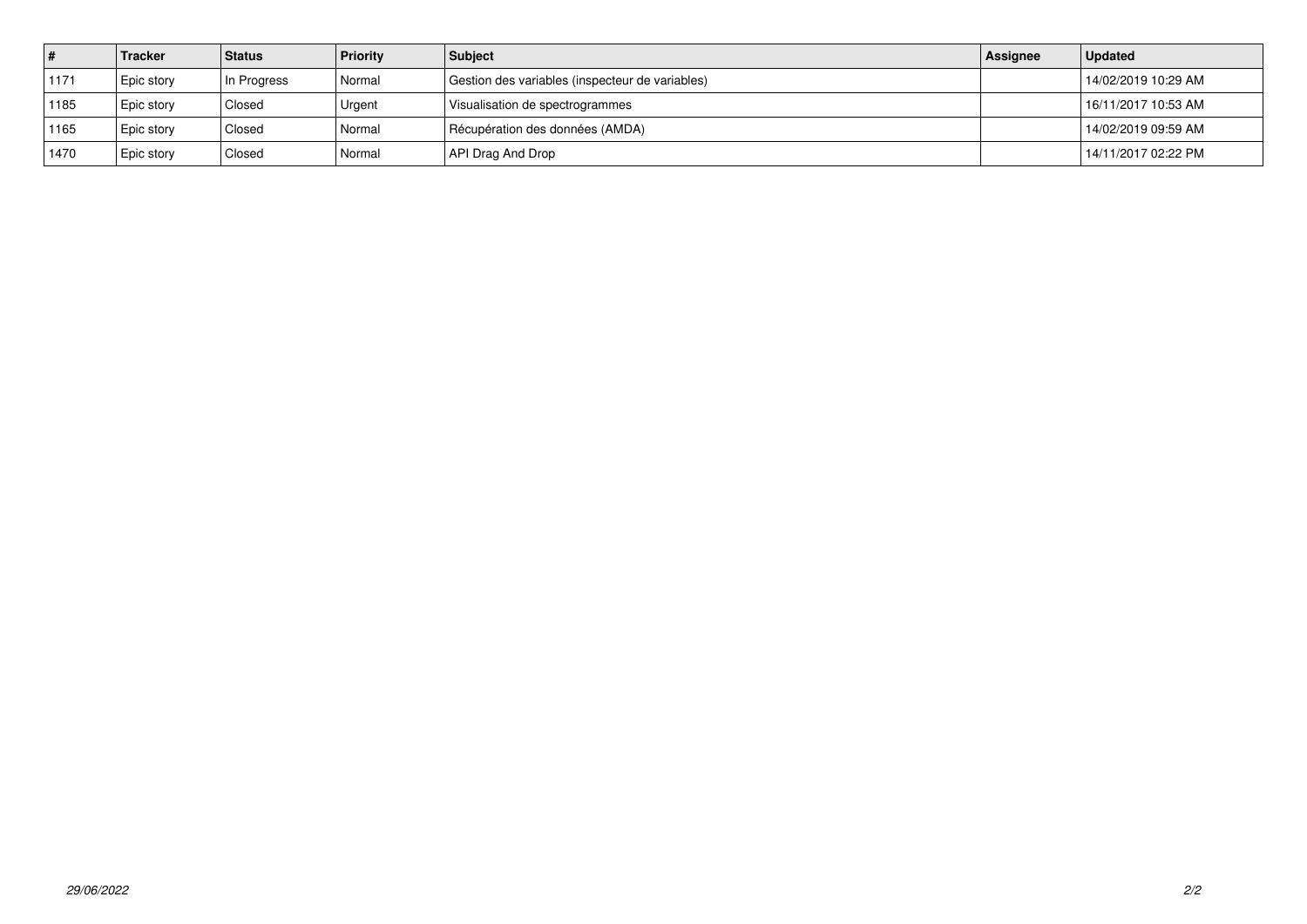| # | Tracker | Status | Priority | Subject | Assignee | Updated |
|---|---|---|---|---|---|---|
| 1171 | Epic story | In Progress | Normal | Gestion des variables (inspecteur de variables) | | 14/02/2019 10:29 AM |
| 1185 | Epic story | Closed | Urgent | Visualisation de spectrogrammes | | 16/11/2017 10:53 AM |
| 1165 | Epic story | Closed | Normal | Récupération des données (AMDA) | | 14/02/2019 09:59 AM |
| 1470 | Epic story | Closed | Normal | API Drag And Drop | | 14/11/2017 02:22 PM |